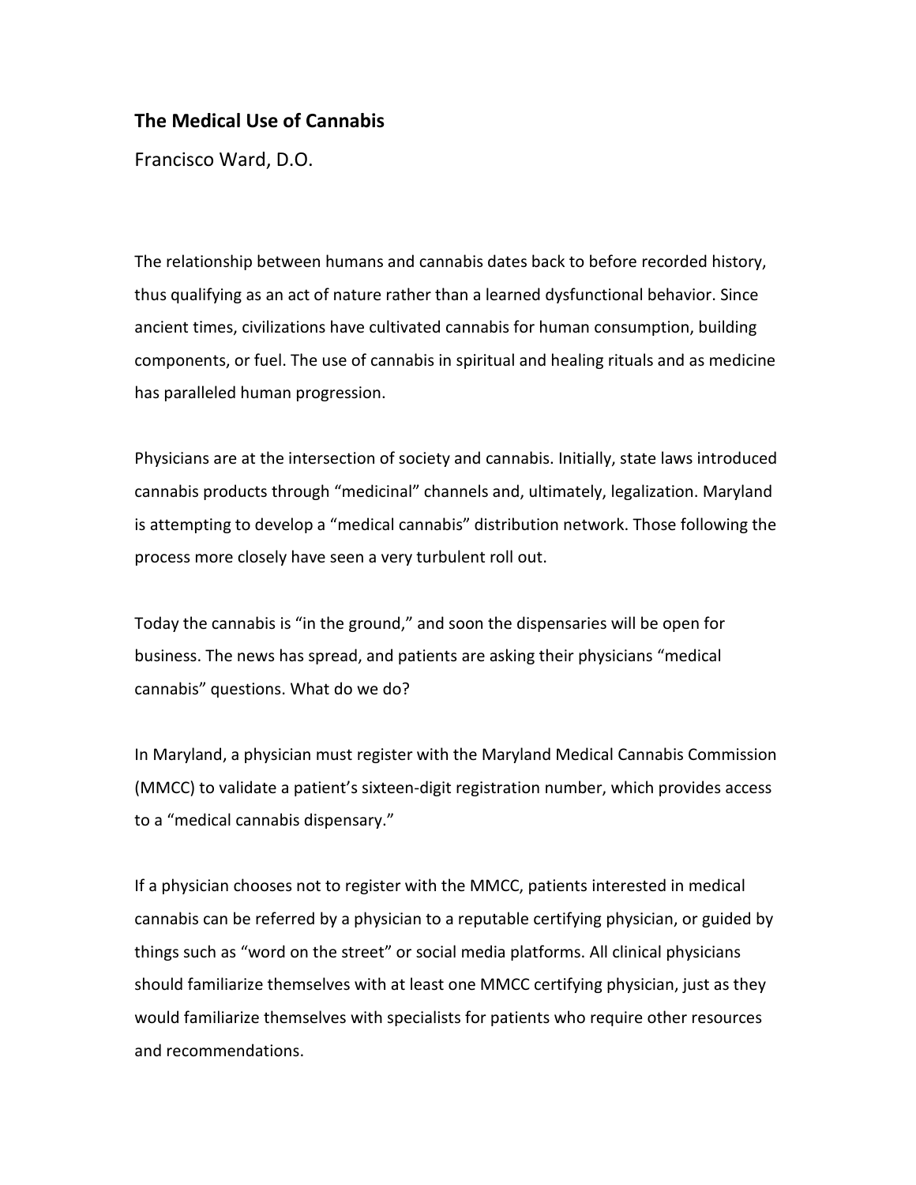# The Medical Use of Cannabis

Francisco Ward, D.O.

The relationship between humans and cannabis dates back to before recorded history, thus qualifying as an act of nature rather than a learned dysfunctional behavior. Since ancient times, civilizations have cultivated cannabis for human consumption, building components, or fuel. The use of cannabis in spiritual and healing rituals and as medicine has paralleled human progression.

Physicians are at the intersection of society and cannabis. Initially, state laws introduced cannabis products through "medicinal" channels and, ultimately, legalization. Maryland is attempting to develop a "medical cannabis" distribution network. Those following the process more closely have seen a very turbulent roll out.

Today the cannabis is "in the ground," and soon the dispensaries will be open for business. The news has spread, and patients are asking their physicians "medical cannabis" questions. What do we do?

In Maryland, a physician must register with the Maryland Medical Cannabis Commission (MMCC) to validate a patient's sixteen-digit registration number, which provides access to a "medical cannabis dispensary."

If a physician chooses not to register with the MMCC, patients interested in medical cannabis can be referred by a physician to a reputable certifying physician, or guided by things such as "word on the street" or social media platforms. All clinical physicians should familiarize themselves with at least one MMCC certifying physician, just as they would familiarize themselves with specialists for patients who require other resources and recommendations.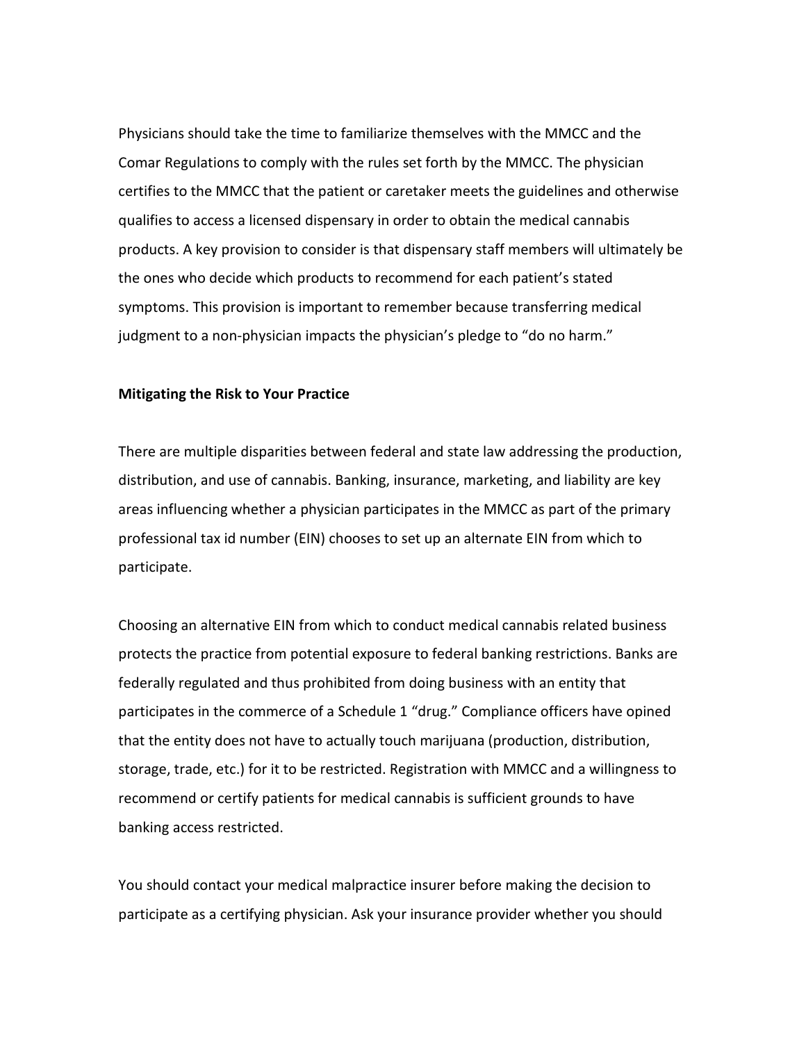Physicians should take the time to familiarize themselves with the MMCC and the Comar Regulations to comply with the rules set forth by the MMCC. The physician certifies to the MMCC that the patient or caretaker meets the guidelines and otherwise qualifies to access a licensed dispensary in order to obtain the medical cannabis products. A key provision to consider is that dispensary staff members will ultimately be the ones who decide which products to recommend for each patient's stated symptoms. This provision is important to remember because transferring medical judgment to a non-physician impacts the physician's pledge to "do no harm."

**Mitigating the Risk to Your Practice**

There are multiple disparities between federal and state law addressing the production, distribution, and use of cannabis. Banking, insurance, marketing, and liability are key areas influencing whether a physician participates in the MMCC as part of the primary professional tax id number (EIN) chooses to set up an alternate EIN from which to participate.

Choosing an alternative EIN from which to conduct medical cannabis related business protects the practice from potential exposure to federal banking restrictions. Banks are federally regulated and thus prohibited from doing business with an entity that participates in the commerce of a Schedule 1 "drug." Compliance officers have opined that the entity does not have to actually touch marijuana (production, distribution, storage, trade, etc.) for it to be restricted. Registration with MMCC and a willingness to recommend or certify patients for medical cannabis is sufficient grounds to have banking access restricted.

You should contact your medical malpractice insurer before making the decision to participate as a certifying physician. Ask your insurance provider whether you should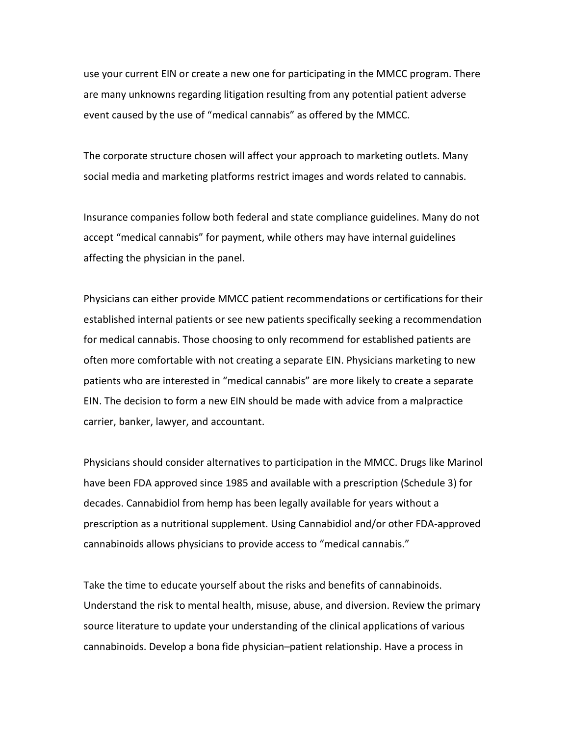use your current EIN or create a new one for participating in the MMCC program. There are many unknowns regarding litigation resulting from any potential patient adverse event caused by the use of "medical cannabis" as offered by the MMCC.

The corporate structure chosen will affect your approach to marketing outlets. Many social media and marketing platforms restrict images and words related to cannabis.

Insurance companies follow both federal and state compliance guidelines. Many do not accept "medical cannabis" for payment, while others may have internal guidelines affecting the physician in the panel.

Physicians can either provide MMCC patient recommendations or certifications for their established internal patients or see new patients specifically seeking a recommendation for medical cannabis. Those choosing to only recommend for established patients are often more comfortable with not creating a separate EIN. Physicians marketing to new patients who are interested in "medical cannabis" are more likely to create a separate EIN. The decision to form a new EIN should be made with advice from a malpractice carrier, banker, lawyer, and accountant.

Physicians should consider alternatives to participation in the MMCC. Drugs like Marinol have been FDA approved since 1985 and available with a prescription (Schedule 3) for decades. Cannabidiol from hemp has been legally available for years without a prescription as a nutritional supplement. Using Cannabidiol and/or other FDA-approved cannabinoids allows physicians to provide access to "medical cannabis."

Take the time to educate yourself about the risks and benefits of cannabinoids. Understand the risk to mental health, misuse, abuse, and diversion. Review the primary source literature to update your understanding of the clinical applications of various cannabinoids. Develop a bona fide physician–patient relationship. Have a process in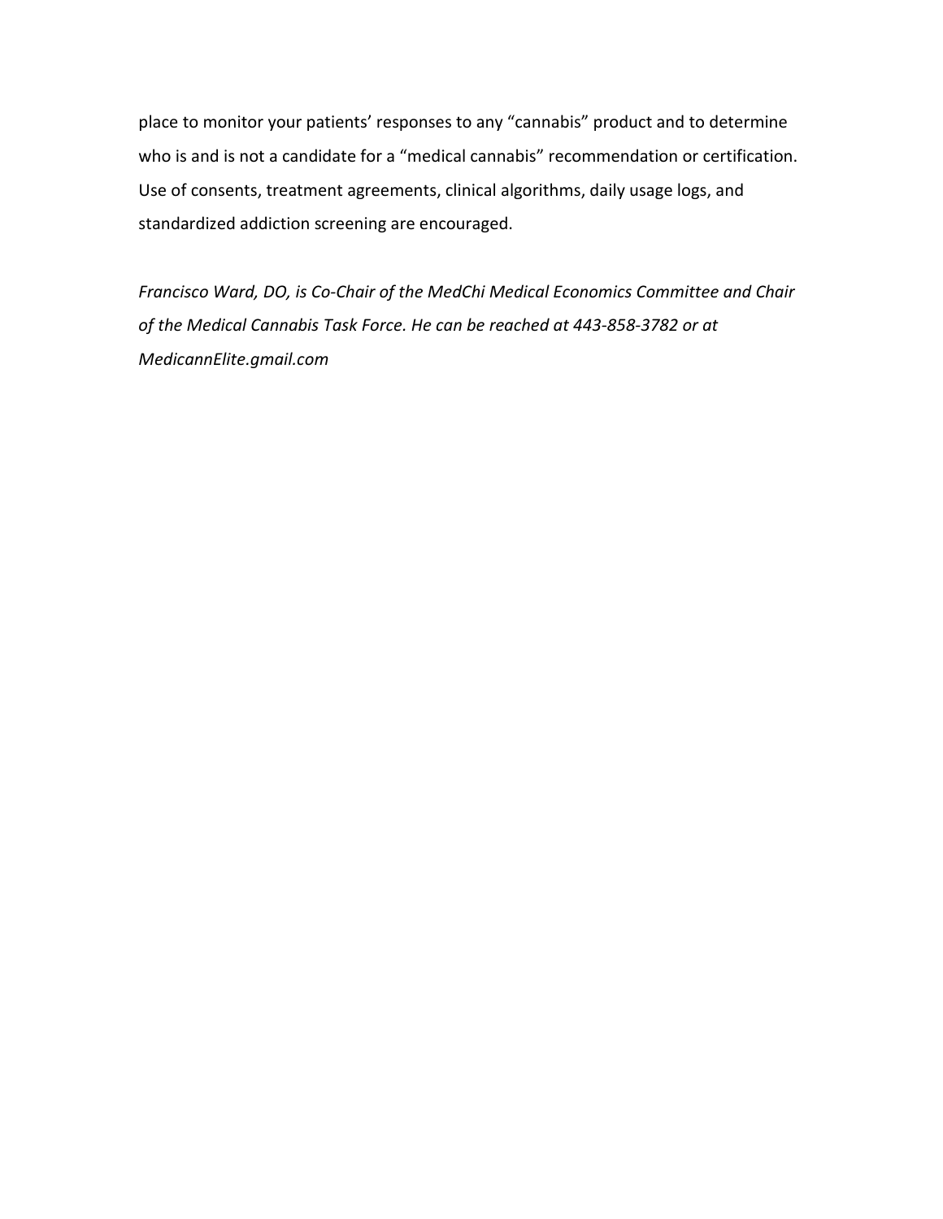place to monitor your patients' responses to any "cannabis" product and to determine who is and is not a candidate for a "medical cannabis" recommendation or certification. Use of consents, treatment agreements, clinical algorithms, daily usage logs, and standardized addiction screening are encouraged.

*Francisco Ward, DO, is Co-Chair of the MedChi Medical Economics Committee and Chair of the Medical Cannabis Task Force. He can be reached at 443-858-3782 or at MedicannElite.gmail.com*